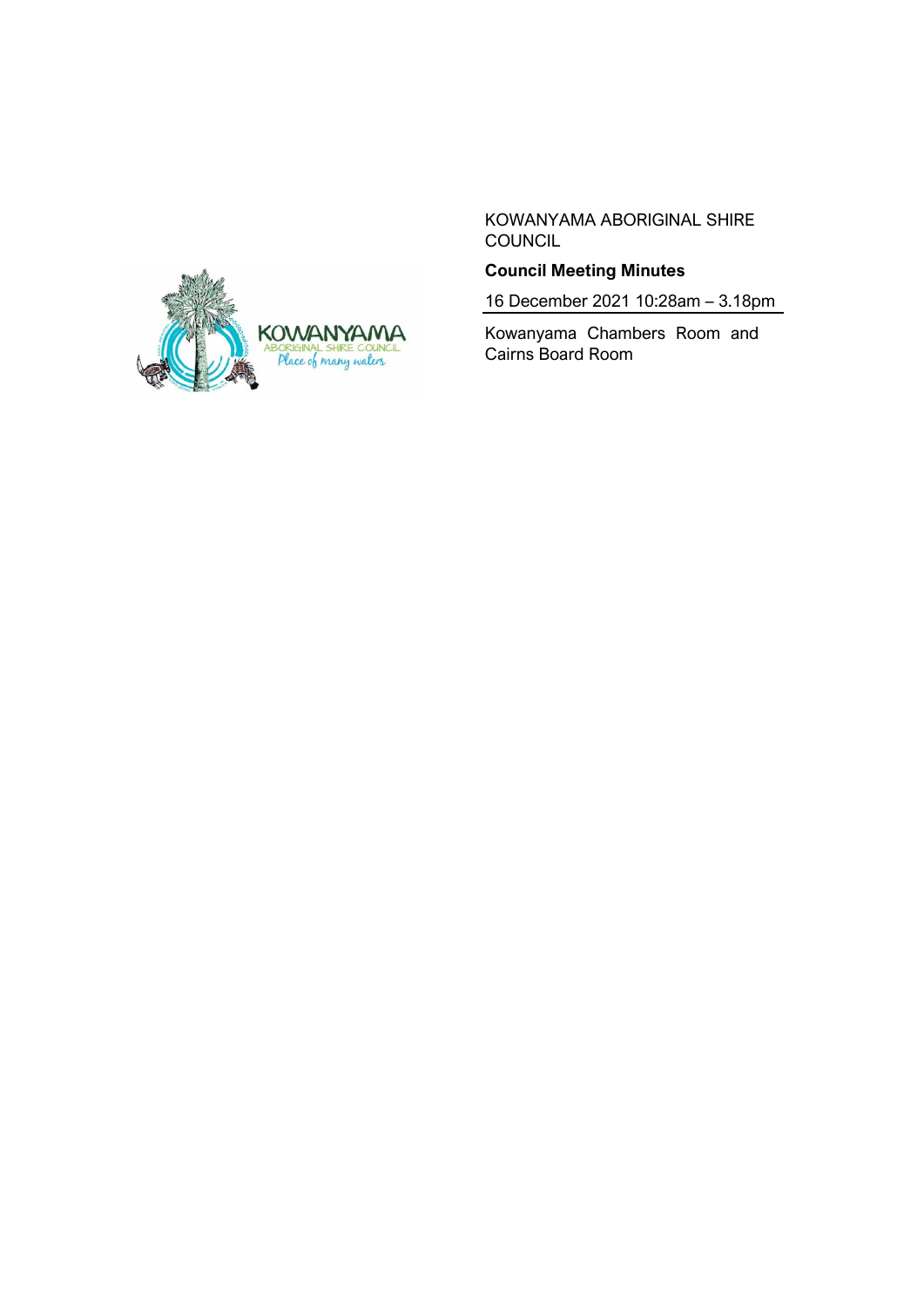KOWANYAMA ABORIGINAL SHIRE COUNCIL

**Council Meeting Minutes**

16 December 2021 10:28am – 3.18pm

Kowanyama Chambers Room and Cairns Board Room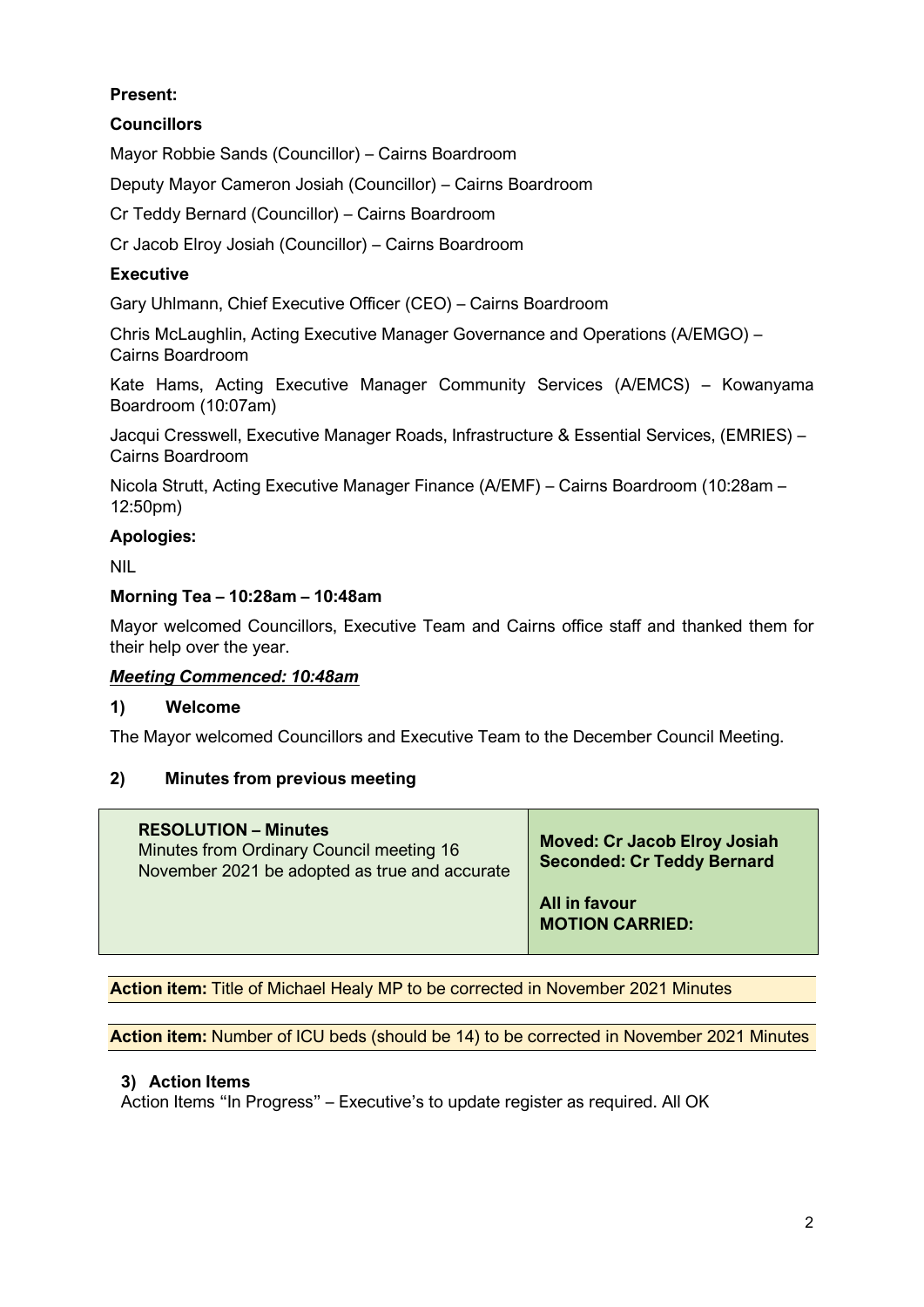**Present:**

**Councillors**

Mayor Robbie Sands (Councillor) – Cairns Boardroom

Deputy Mayor Cameron Josiah (Councillor) – Cairns Boardroom

Cr Teddy Bernard (Councillor) – Cairns Boardroom

Cr Jacob Elroy Josiah (Councillor) – Cairns Boardroom

**Executive**

Gary Uhlmann, Chief Executive Officer (CEO) – Cairns Boardroom

Chris McLaughlin, Acting Executive Manager Governance and Operations (A/EMGO) – Cairns Boardroom

Kate Hams, Acting Executive Manager Community Services (A/EMCS) – Kowanyama Boardroom (10:07am)

Jacqui Cresswell, Executive Manager Roads, Infrastructure & Essential Services, (EMRIES) – Cairns Boardroom

Nicola Strutt, Acting Executive Manager Finance (A/EMF) – Cairns Boardroom (10:28am – 12:50pm)

**Apologies:**

NIL

**Morning Tea – 10:28am – 10:48am**

Mayor welcomed Councillors, Executive Team and Cairns office staff and thanked them for their help over the year.

***Meeting Commenced: 10:48am***

## 1) Welcome

The Mayor welcomed Councillors and Executive Team to the December Council Meeting.

## 2) Minutes from previous meeting

| **RESOLUTION – Minutes**<br>Minutes from Ordinary Council meeting 16 November 2021 be adopted as true and accurate | **Moved: Cr Jacob Elroy Josiah**<br>**Seconded: Cr Teddy Bernard**<br><br>**All in favour**<br>**MOTION CARRIED:** |
|---|---|

**Action item:** Title of Michael Healy MP to be corrected in November 2021 Minutes

**Action item:** Number of ICU beds (should be 14) to be corrected in November 2021 Minutes

## 3) Action Items

Action Items "In Progress" – Executive's to update register as required. All OK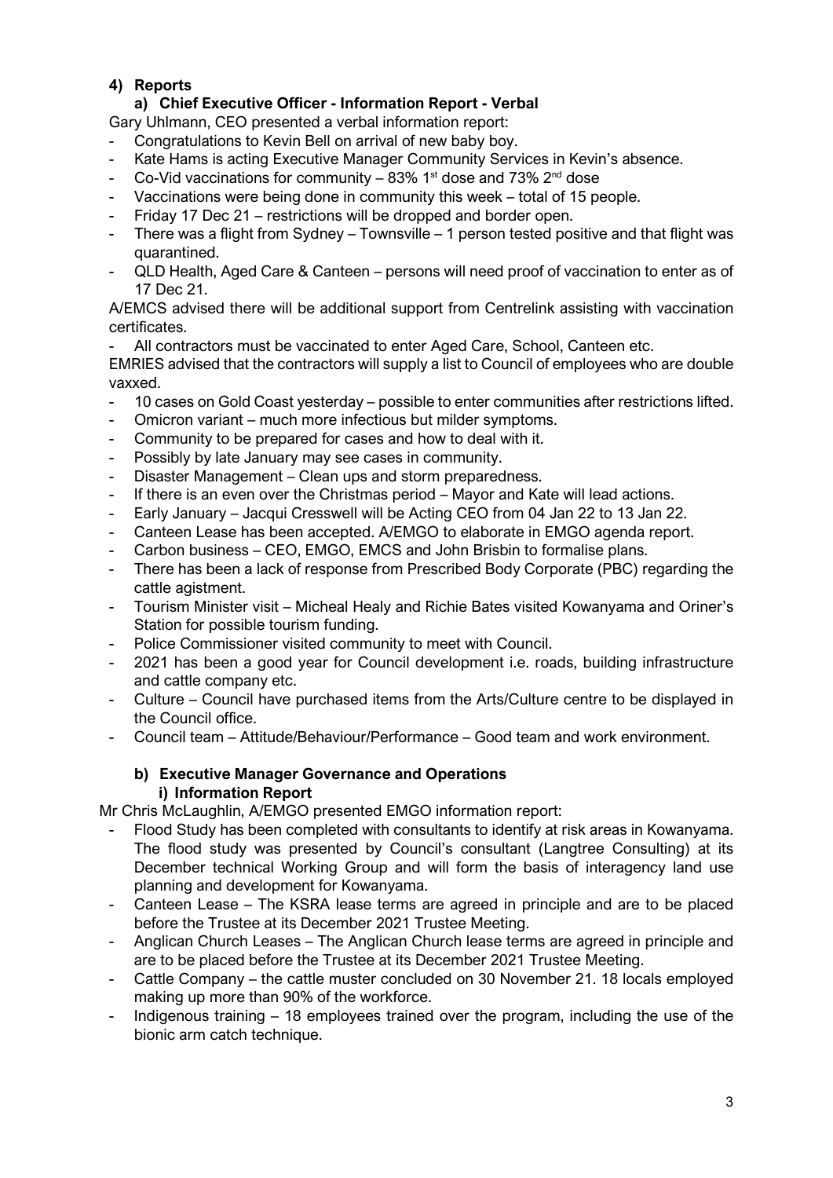## 4) Reports

### a) Chief Executive Officer - Information Report - Verbal

Gary Uhlmann, CEO presented a verbal information report:

- Congratulations to Kevin Bell on arrival of new baby boy.
- Kate Hams is acting Executive Manager Community Services in Kevin's absence.
- Co-Vid vaccinations for community – 83% 1st dose and 73% 2nd dose
- Vaccinations were being done in community this week – total of 15 people.
- Friday 17 Dec 21 – restrictions will be dropped and border open.
- There was a flight from Sydney – Townsville – 1 person tested positive and that flight was quarantined.
- QLD Health, Aged Care & Canteen – persons will need proof of vaccination to enter as of 17 Dec 21.

A/EMCS advised there will be additional support from Centrelink assisting with vaccination certificates.

- All contractors must be vaccinated to enter Aged Care, School, Canteen etc.

EMRIES advised that the contractors will supply a list to Council of employees who are double vaxxed.

- 10 cases on Gold Coast yesterday – possible to enter communities after restrictions lifted.
- Omicron variant – much more infectious but milder symptoms.
- Community to be prepared for cases and how to deal with it.
- Possibly by late January may see cases in community.
- Disaster Management – Clean ups and storm preparedness.
- If there is an even over the Christmas period – Mayor and Kate will lead actions.
- Early January – Jacqui Cresswell will be Acting CEO from 04 Jan 22 to 13 Jan 22.
- Canteen Lease has been accepted. A/EMGO to elaborate in EMGO agenda report.
- Carbon business – CEO, EMGO, EMCS and John Brisbin to formalise plans.
- There has been a lack of response from Prescribed Body Corporate (PBC) regarding the cattle agistment.
- Tourism Minister visit – Micheal Healy and Richie Bates visited Kowanyama and Oriner's Station for possible tourism funding.
- Police Commissioner visited community to meet with Council.
- 2021 has been a good year for Council development i.e. roads, building infrastructure and cattle company etc.
- Culture – Council have purchased items from the Arts/Culture centre to be displayed in the Council office.
- Council team – Attitude/Behaviour/Performance – Good team and work environment.

### b) Executive Manager Governance and Operations

#### i) Information Report

Mr Chris McLaughlin, A/EMGO presented EMGO information report:

- Flood Study has been completed with consultants to identify at risk areas in Kowanyama. The flood study was presented by Council's consultant (Langtree Consulting) at its December technical Working Group and will form the basis of interagency land use planning and development for Kowanyama.
- Canteen Lease – The KSRA lease terms are agreed in principle and are to be placed before the Trustee at its December 2021 Trustee Meeting.
- Anglican Church Leases – The Anglican Church lease terms are agreed in principle and are to be placed before the Trustee at its December 2021 Trustee Meeting.
- Cattle Company – the cattle muster concluded on 30 November 21. 18 locals employed making up more than 90% of the workforce.
- Indigenous training – 18 employees trained over the program, including the use of the bionic arm catch technique.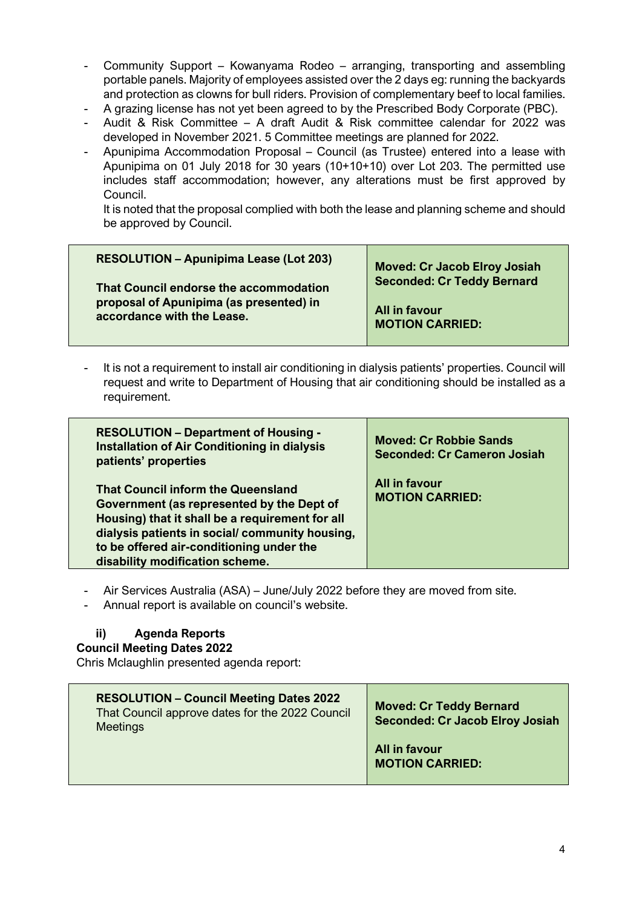- Community Support – Kowanyama Rodeo – arranging, transporting and assembling portable panels. Majority of employees assisted over the 2 days eg: running the backyards and protection as clowns for bull riders. Provision of complementary beef to local families.
- A grazing license has not yet been agreed to by the Prescribed Body Corporate (PBC).
- Audit & Risk Committee – A draft Audit & Risk committee calendar for 2022 was developed in November 2021. 5 Committee meetings are planned for 2022.
- Apunipima Accommodation Proposal – Council (as Trustee) entered into a lease with Apunipima on 01 July 2018 for 30 years (10+10+10) over Lot 203. The permitted use includes staff accommodation; however, any alterations must be first approved by Council.

  It is noted that the proposal complied with both the lease and planning scheme and should be approved by Council.

| **RESOLUTION – Apunipima Lease (Lot 203)**<br><br>**That Council endorse the accommodation proposal of Apunipima (as presented) in accordance with the Lease.** | **Moved: Cr Jacob Elroy Josiah**<br>**Seconded: Cr Teddy Bernard**<br><br>**All in favour**<br>**MOTION CARRIED:** |
|---|---|

- It is not a requirement to install air conditioning in dialysis patients' properties. Council will request and write to Department of Housing that air conditioning should be installed as a requirement.

| **RESOLUTION – Department of Housing - Installation of Air Conditioning in dialysis patients' properties**<br><br>**That Council inform the Queensland Government (as represented by the Dept of Housing) that it shall be a requirement for all dialysis patients in social/ community housing, to be offered air-conditioning under the disability modification scheme.** | **Moved: Cr Robbie Sands**<br>**Seconded: Cr Cameron Josiah**<br><br>**All in favour**<br>**MOTION CARRIED:** |
|---|---|

- Air Services Australia (ASA) – June/July 2022 before they are moved from site.
- Annual report is available on council's website.

### ii) Agenda Reports

**Council Meeting Dates 2022**

Chris Mclaughlin presented agenda report:

| **RESOLUTION – Council Meeting Dates 2022**<br>That Council approve dates for the 2022 Council Meetings | **Moved: Cr Teddy Bernard**<br>**Seconded: Cr Jacob Elroy Josiah**<br><br>**All in favour**<br>**MOTION CARRIED:** |
|---|---|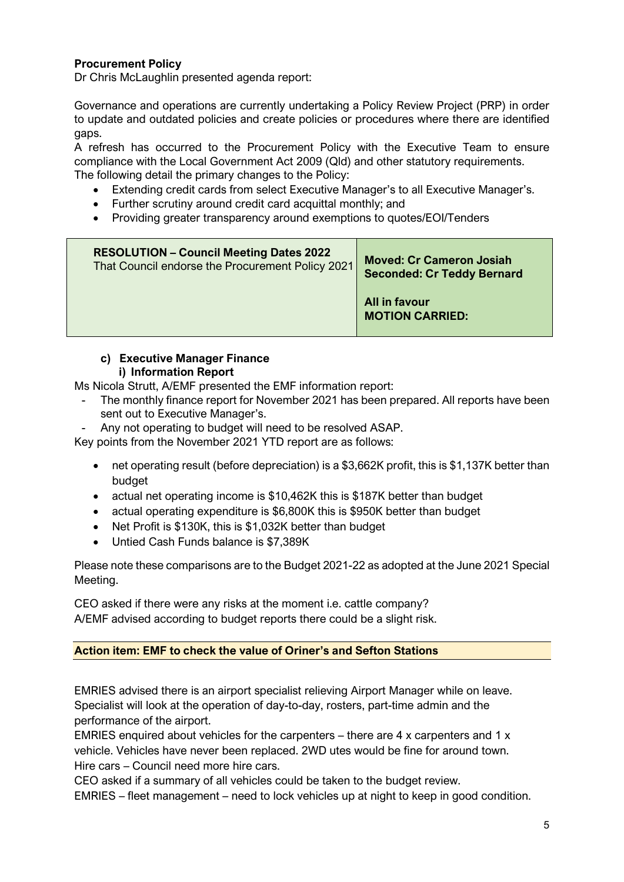**Procurement Policy**
Dr Chris McLaughlin presented agenda report:

Governance and operations are currently undertaking a Policy Review Project (PRP) in order to update and outdated policies and create policies or procedures where there are identified gaps.
A refresh has occurred to the Procurement Policy with the Executive Team to ensure compliance with the Local Government Act 2009 (Qld) and other statutory requirements.
The following detail the primary changes to the Policy:

- Extending credit cards from select Executive Manager's to all Executive Manager's.
- Further scrutiny around credit card acquittal monthly; and
- Providing greater transparency around exemptions to quotes/EOI/Tenders

| **RESOLUTION – Council Meeting Dates 2022**<br>That Council endorse the Procurement Policy 2021 | **Moved: Cr Cameron Josiah**<br>**Seconded: Cr Teddy Bernard**<br><br>**All in favour**<br>**MOTION CARRIED:** |
|---|---|

**c) Executive Manager Finance**
**i) Information Report**

Ms Nicola Strutt, A/EMF presented the EMF information report:

- The monthly finance report for November 2021 has been prepared. All reports have been sent out to Executive Manager's.
- Any not operating to budget will need to be resolved ASAP.

Key points from the November 2021 YTD report are as follows:

- net operating result (before depreciation) is a $3,662K profit, this is $1,137K better than budget
- actual net operating income is $10,462K this is $187K better than budget
- actual operating expenditure is $6,800K this is $950K better than budget
- Net Profit is $130K, this is $1,032K better than budget
- Untied Cash Funds balance is $7,389K

Please note these comparisons are to the Budget 2021-22 as adopted at the June 2021 Special Meeting.

CEO asked if there were any risks at the moment i.e. cattle company?
A/EMF advised according to budget reports there could be a slight risk.

**Action item: EMF to check the value of Oriner's and Sefton Stations**

EMRIES advised there is an airport specialist relieving Airport Manager while on leave. Specialist will look at the operation of day-to-day, rosters, part-time admin and the performance of the airport.
EMRIES enquired about vehicles for the carpenters – there are 4 x carpenters and 1 x vehicle. Vehicles have never been replaced. 2WD utes would be fine for around town.
Hire cars – Council need more hire cars.
CEO asked if a summary of all vehicles could be taken to the budget review.
EMRIES – fleet management – need to lock vehicles up at night to keep in good condition.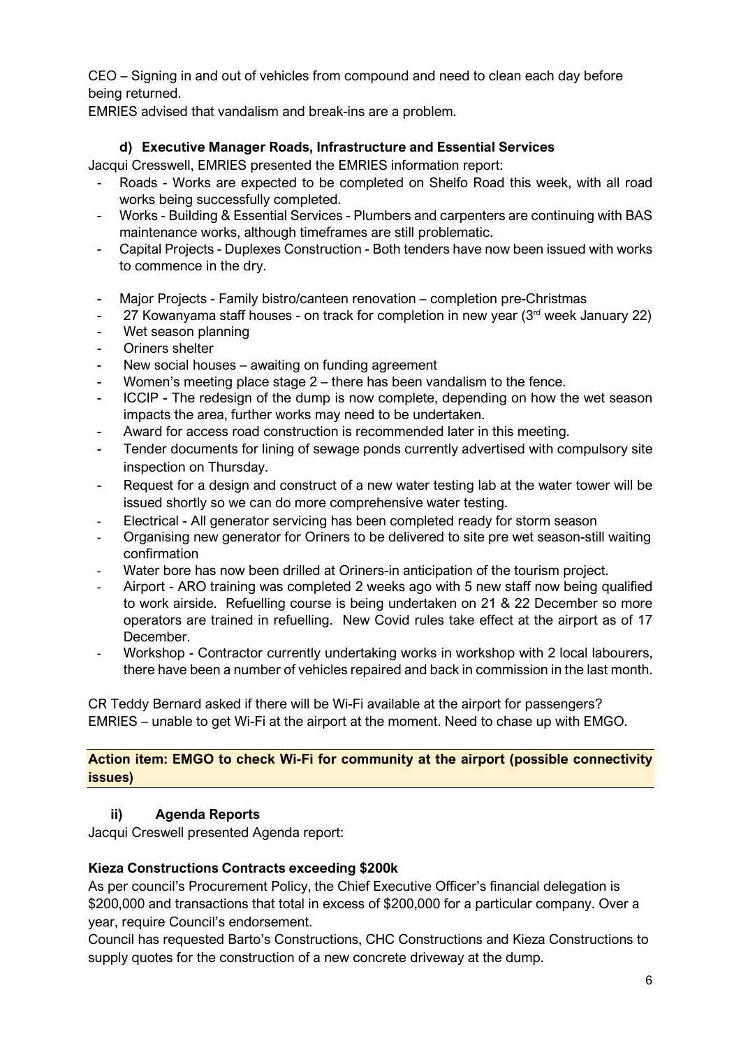CEO – Signing in and out of vehicles from compound and need to clean each day before being returned.
EMRIES advised that vandalism and break-ins are a problem.

### d) Executive Manager Roads, Infrastructure and Essential Services

Jacqui Cresswell, EMRIES presented the EMRIES information report:

- Roads - Works are expected to be completed on Shelfo Road this week, with all road works being successfully completed.
- Works - Building & Essential Services - Plumbers and carpenters are continuing with BAS maintenance works, although timeframes are still problematic.
- Capital Projects - Duplexes Construction - Both tenders have now been issued with works to commence in the dry.

- Major Projects - Family bistro/canteen renovation – completion pre-Christmas
- 27 Kowanyama staff houses - on track for completion in new year (3rd week January 22)
- Wet season planning
- Oriners shelter
- New social houses – awaiting on funding agreement
- Women's meeting place stage 2 – there has been vandalism to the fence.
- ICCIP - The redesign of the dump is now complete, depending on how the wet season impacts the area, further works may need to be undertaken.
- Award for access road construction is recommended later in this meeting.
- Tender documents for lining of sewage ponds currently advertised with compulsory site inspection on Thursday.
- Request for a design and construct of a new water testing lab at the water tower will be issued shortly so we can do more comprehensive water testing.
- Electrical - All generator servicing has been completed ready for storm season
- Organising new generator for Oriners to be delivered to site pre wet season-still waiting confirmation
- Water bore has now been drilled at Oriners-in anticipation of the tourism project.
- Airport - ARO training was completed 2 weeks ago with 5 new staff now being qualified to work airside. Refuelling course is being undertaken on 21 & 22 December so more operators are trained in refuelling. New Covid rules take effect at the airport as of 17 December.
- Workshop - Contractor currently undertaking works in workshop with 2 local labourers, there have been a number of vehicles repaired and back in commission in the last month.

CR Teddy Bernard asked if there will be Wi-Fi available at the airport for passengers?
EMRIES – unable to get Wi-Fi at the airport at the moment. Need to chase up with EMGO.

**Action item: EMGO to check Wi-Fi for community at the airport (possible connectivity issues)**

### ii) Agenda Reports

Jacqui Creswell presented Agenda report:

**Kieza Constructions Contracts exceeding $200k**

As per council's Procurement Policy, the Chief Executive Officer's financial delegation is $200,000 and transactions that total in excess of $200,000 for a particular company. Over a year, require Council's endorsement.
Council has requested Barto's Constructions, CHC Constructions and Kieza Constructions to supply quotes for the construction of a new concrete driveway at the dump.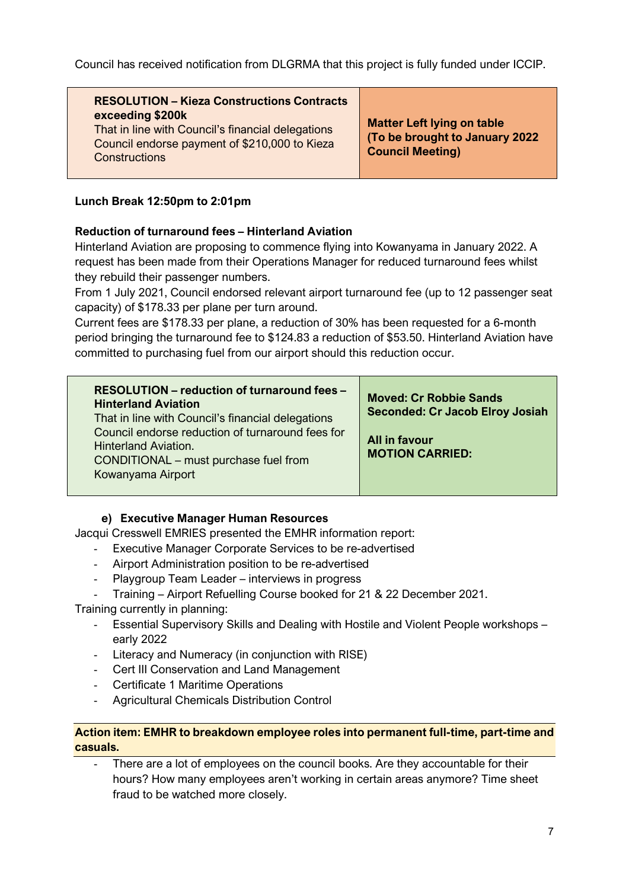Council has received notification from DLGRMA that this project is fully funded under ICCIP.

| **RESOLUTION – Kieza Constructions Contracts exceeding $200k**<br>That in line with Council's financial delegations Council endorse payment of $210,000 to Kieza Constructions | **Matter Left lying on table (To be brought to January 2022 Council Meeting)** |
|---|---|

**Lunch Break 12:50pm to 2:01pm**

**Reduction of turnaround fees – Hinterland Aviation**

Hinterland Aviation are proposing to commence flying into Kowanyama in January 2022. A request has been made from their Operations Manager for reduced turnaround fees whilst they rebuild their passenger numbers.

From 1 July 2021, Council endorsed relevant airport turnaround fee (up to 12 passenger seat capacity) of $178.33 per plane per turn around.

Current fees are $178.33 per plane, a reduction of 30% has been requested for a 6-month period bringing the turnaround fee to $124.83 a reduction of $53.50. Hinterland Aviation have committed to purchasing fuel from our airport should this reduction occur.

| **RESOLUTION – reduction of turnaround fees – Hinterland Aviation**<br>That in line with Council's financial delegations Council endorse reduction of turnaround fees for Hinterland Aviation.<br>CONDITIONAL – must purchase fuel from Kowanyama Airport | **Moved: Cr Robbie Sands**<br>**Seconded: Cr Jacob Elroy Josiah**<br><br>**All in favour**<br>**MOTION CARRIED:** |
|---|---|

**e) Executive Manager Human Resources**

Jacqui Cresswell EMRIES presented the EMHR information report:

- Executive Manager Corporate Services to be re-advertised
- Airport Administration position to be re-advertised
- Playgroup Team Leader – interviews in progress
- Training – Airport Refuelling Course booked for 21 & 22 December 2021.

Training currently in planning:

- Essential Supervisory Skills and Dealing with Hostile and Violent People workshops – early 2022
- Literacy and Numeracy (in conjunction with RISE)
- Cert III Conservation and Land Management
- Certificate 1 Maritime Operations
- Agricultural Chemicals Distribution Control

**Action item: EMHR to breakdown employee roles into permanent full-time, part-time and casuals.**

- There are a lot of employees on the council books. Are they accountable for their hours? How many employees aren't working in certain areas anymore? Time sheet fraud to be watched more closely.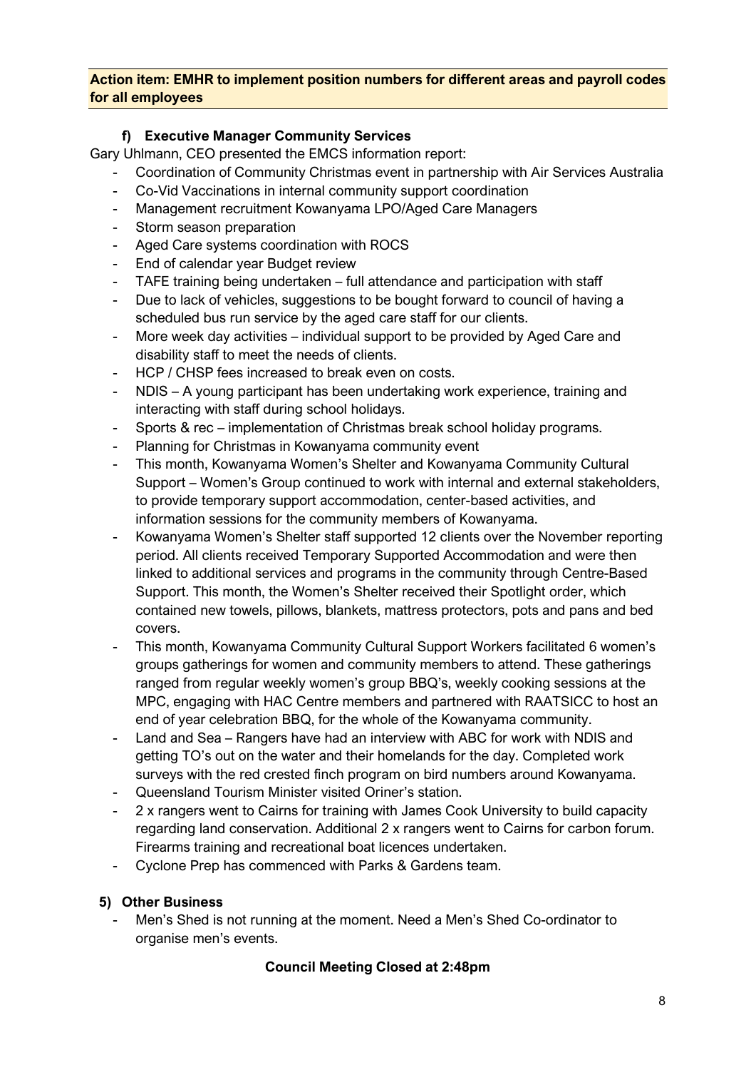**Action item: EMHR to implement position numbers for different areas and payroll codes for all employees**

### f) Executive Manager Community Services

Gary Uhlmann, CEO presented the EMCS information report:

- Coordination of Community Christmas event in partnership with Air Services Australia
- Co-Vid Vaccinations in internal community support coordination
- Management recruitment Kowanyama LPO/Aged Care Managers
- Storm season preparation
- Aged Care systems coordination with ROCS
- End of calendar year Budget review
- TAFE training being undertaken – full attendance and participation with staff
- Due to lack of vehicles, suggestions to be bought forward to council of having a scheduled bus run service by the aged care staff for our clients.
- More week day activities – individual support to be provided by Aged Care and disability staff to meet the needs of clients.
- HCP / CHSP fees increased to break even on costs.
- NDIS – A young participant has been undertaking work experience, training and interacting with staff during school holidays.
- Sports & rec – implementation of Christmas break school holiday programs.
- Planning for Christmas in Kowanyama community event
- This month, Kowanyama Women's Shelter and Kowanyama Community Cultural Support – Women's Group continued to work with internal and external stakeholders, to provide temporary support accommodation, center-based activities, and information sessions for the community members of Kowanyama.
- Kowanyama Women's Shelter staff supported 12 clients over the November reporting period. All clients received Temporary Supported Accommodation and were then linked to additional services and programs in the community through Centre-Based Support. This month, the Women's Shelter received their Spotlight order, which contained new towels, pillows, blankets, mattress protectors, pots and pans and bed covers.
- This month, Kowanyama Community Cultural Support Workers facilitated 6 women's groups gatherings for women and community members to attend. These gatherings ranged from regular weekly women's group BBQ's, weekly cooking sessions at the MPC, engaging with HAC Centre members and partnered with RAATSICC to host an end of year celebration BBQ, for the whole of the Kowanyama community.
- Land and Sea – Rangers have had an interview with ABC for work with NDIS and getting TO's out on the water and their homelands for the day. Completed work surveys with the red crested finch program on bird numbers around Kowanyama.
- Queensland Tourism Minister visited Oriner's station.
- 2 x rangers went to Cairns for training with James Cook University to build capacity regarding land conservation. Additional 2 x rangers went to Cairns for carbon forum. Firearms training and recreational boat licences undertaken.
- Cyclone Prep has commenced with Parks & Gardens team.

## 5) Other Business

- Men's Shed is not running at the moment. Need a Men's Shed Co-ordinator to organise men's events.

**Council Meeting Closed at 2:48pm**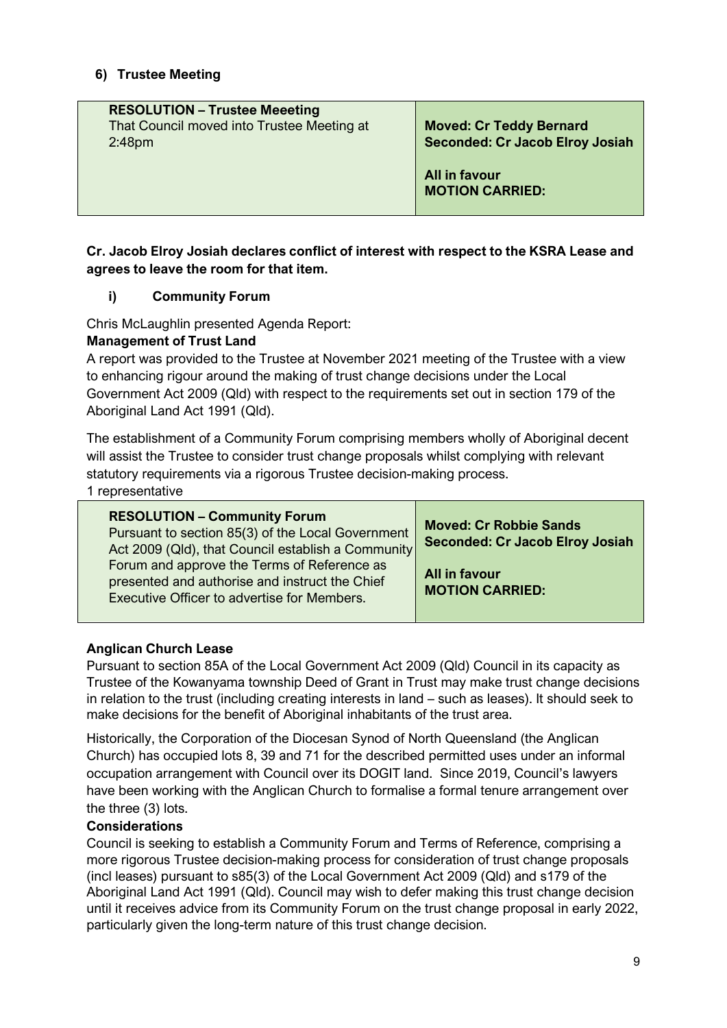## 6) Trustee Meeting

| RESOLUTION – Trustee Meeeting | |
|---|---|
| That Council moved into Trustee Meeting at 2:48pm | **Moved: Cr Teddy Bernard**<br>**Seconded: Cr Jacob Elroy Josiah**<br><br>**All in favour**<br>**MOTION CARRIED:** |

**Cr. Jacob Elroy Josiah declares conflict of interest with respect to the KSRA Lease and agrees to leave the room for that item.**

### i) Community Forum

Chris McLaughlin presented Agenda Report:

**Management of Trust Land**

A report was provided to the Trustee at November 2021 meeting of the Trustee with a view to enhancing rigour around the making of trust change decisions under the Local Government Act 2009 (Qld) with respect to the requirements set out in section 179 of the Aboriginal Land Act 1991 (Qld).

The establishment of a Community Forum comprising members wholly of Aboriginal decent will assist the Trustee to consider trust change proposals whilst complying with relevant statutory requirements via a rigorous Trustee decision-making process.

1 representative

| RESOLUTION – Community Forum | |
|---|---|
| Pursuant to section 85(3) of the Local Government Act 2009 (Qld), that Council establish a Community Forum and approve the Terms of Reference as presented and authorise and instruct the Chief Executive Officer to advertise for Members. | **Moved: Cr Robbie Sands**<br>**Seconded: Cr Jacob Elroy Josiah**<br><br>**All in favour**<br>**MOTION CARRIED:** |

**Anglican Church Lease**

Pursuant to section 85A of the Local Government Act 2009 (Qld) Council in its capacity as Trustee of the Kowanyama township Deed of Grant in Trust may make trust change decisions in relation to the trust (including creating interests in land – such as leases). It should seek to make decisions for the benefit of Aboriginal inhabitants of the trust area.

Historically, the Corporation of the Diocesan Synod of North Queensland (the Anglican Church) has occupied lots 8, 39 and 71 for the described permitted uses under an informal occupation arrangement with Council over its DOGIT land. Since 2019, Council's lawyers have been working with the Anglican Church to formalise a formal tenure arrangement over the three (3) lots.

**Considerations**

Council is seeking to establish a Community Forum and Terms of Reference, comprising a more rigorous Trustee decision-making process for consideration of trust change proposals (incl leases) pursuant to s85(3) of the Local Government Act 2009 (Qld) and s179 of the Aboriginal Land Act 1991 (Qld). Council may wish to defer making this trust change decision until it receives advice from its Community Forum on the trust change proposal in early 2022, particularly given the long-term nature of this trust change decision.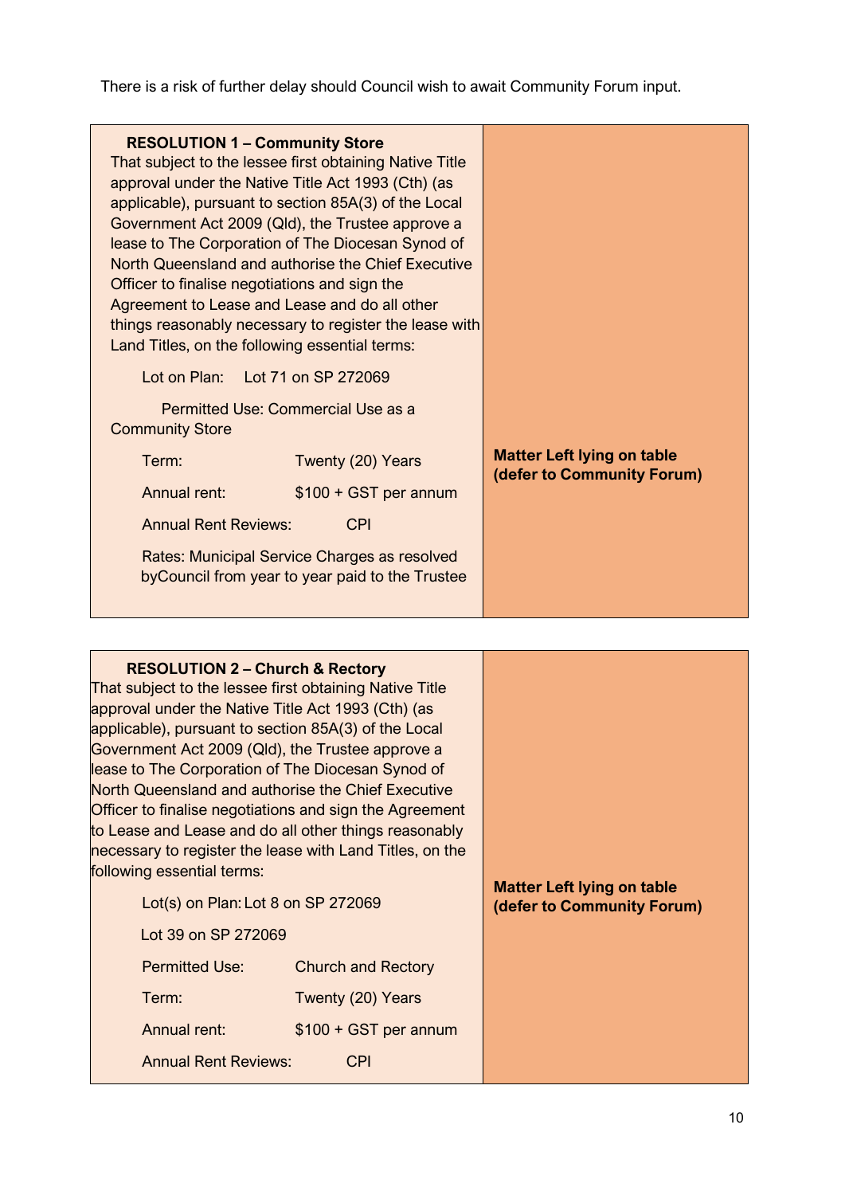There is a risk of further delay should Council wish to await Community Forum input.

| **RESOLUTION 1 – Community Store**<br>That subject to the lessee first obtaining Native Title approval under the Native Title Act 1993 (Cth) (as applicable), pursuant to section 85A(3) of the Local Government Act 2009 (Qld), the Trustee approve a lease to The Corporation of The Diocesan Synod of North Queensland and authorise the Chief Executive Officer to finalise negotiations and sign the Agreement to Lease and Lease and do all other things reasonably necessary to register the lease with Land Titles, on the following essential terms:<br><br>Lot on Plan: Lot 71 on SP 272069<br><br>Permitted Use: Commercial Use as a Community Store<br><br>Term: Twenty (20) Years<br><br>Annual rent: $100 + GST per annum<br><br>Annual Rent Reviews: CPI<br><br>Rates: Municipal Service Charges as resolved byCouncil from year to year paid to the Trustee | **Matter Left lying on table (defer to Community Forum)** |
|---|---|

| **RESOLUTION 2 – Church & Rectory**<br>That subject to the lessee first obtaining Native Title approval under the Native Title Act 1993 (Cth) (as applicable), pursuant to section 85A(3) of the Local Government Act 2009 (Qld), the Trustee approve a lease to The Corporation of The Diocesan Synod of North Queensland and authorise the Chief Executive Officer to finalise negotiations and sign the Agreement to Lease and Lease and do all other things reasonably necessary to register the lease with Land Titles, on the following essential terms:<br><br>Lot(s) on Plan: Lot 8 on SP 272069<br><br>Lot 39 on SP 272069<br><br>Permitted Use: Church and Rectory<br><br>Term: Twenty (20) Years<br><br>Annual rent: $100 + GST per annum<br><br>Annual Rent Reviews: CPI | **Matter Left lying on table (defer to Community Forum)** |
|---|---|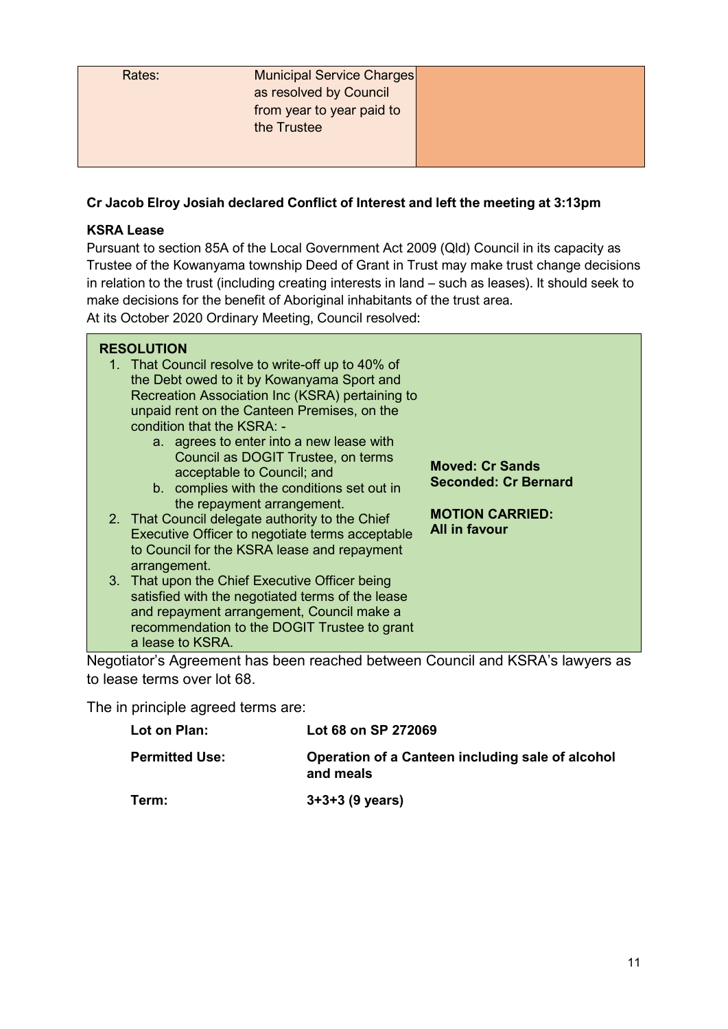| Rates: | Municipal Service Charges as resolved by Council from year to year paid to the Trustee | |
|---|---|---|

**Cr Jacob Elroy Josiah declared Conflict of Interest and left the meeting at 3:13pm**

**KSRA Lease**

Pursuant to section 85A of the Local Government Act 2009 (Qld) Council in its capacity as Trustee of the Kowanyama township Deed of Grant in Trust may make trust change decisions in relation to the trust (including creating interests in land – such as leases). It should seek to make decisions for the benefit of Aboriginal inhabitants of the trust area.

At its October 2020 Ordinary Meeting, Council resolved:

| **RESOLUTION** | |
|---|---|
| 1. That Council resolve to write-off up to 40% of the Debt owed to it by Kowanyama Sport and Recreation Association Inc (KSRA) pertaining to unpaid rent on the Canteen Premises, on the condition that the KSRA: -<br>a. agrees to enter into a new lease with Council as DOGIT Trustee, on terms acceptable to Council; and<br>b. complies with the conditions set out in the repayment arrangement.<br>2. That Council delegate authority to the Chief Executive Officer to negotiate terms acceptable to Council for the KSRA lease and repayment arrangement.<br>3. That upon the Chief Executive Officer being satisfied with the negotiated terms of the lease and repayment arrangement, Council make a recommendation to the DOGIT Trustee to grant a lease to KSRA. | **Moved: Cr Sands**<br>**Seconded: Cr Bernard**<br><br>**MOTION CARRIED:**<br>**All in favour** |

Negotiator's Agreement has been reached between Council and KSRA's lawyers as to lease terms over lot 68.

The in principle agreed terms are:

| | |
|---|---|
| **Lot on Plan:** | **Lot 68 on SP 272069** |
| **Permitted Use:** | **Operation of a Canteen including sale of alcohol and meals** |
| **Term:** | **3+3+3 (9 years)** |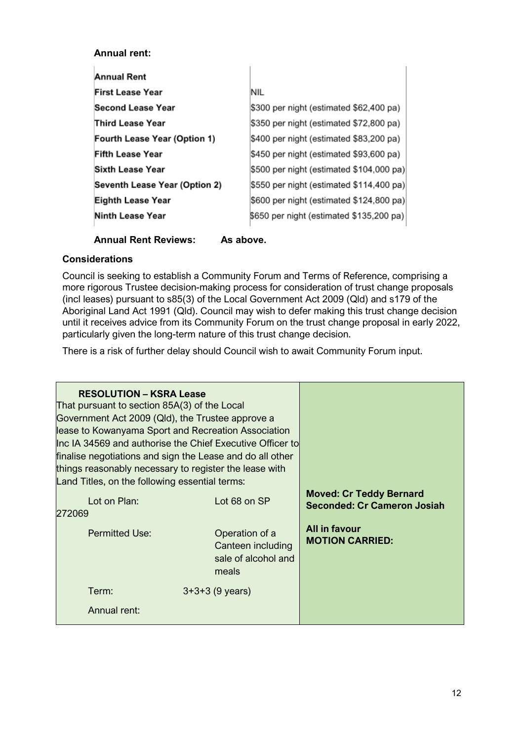**Annual rent:**

| Annual Rent | |
|---|---|
| First Lease Year | NIL |
| Second Lease Year | $300 per night (estimated $62,400 pa) |
| Third Lease Year | $350 per night (estimated $72,800 pa) |
| Fourth Lease Year (Option 1) | $400 per night (estimated $83,200 pa) |
| Fifth Lease Year | $450 per night (estimated $93,600 pa) |
| Sixth Lease Year | $500 per night (estimated $104,000 pa) |
| Seventh Lease Year (Option 2) | $550 per night (estimated $114,400 pa) |
| Eighth Lease Year | $600 per night (estimated $124,800 pa) |
| Ninth Lease Year | $650 per night (estimated $135,200 pa) |

**Annual Rent Reviews:** **As above.**

**Considerations**

Council is seeking to establish a Community Forum and Terms of Reference, comprising a more rigorous Trustee decision-making process for consideration of trust change proposals (incl leases) pursuant to s85(3) of the Local Government Act 2009 (Qld) and s179 of the Aboriginal Land Act 1991 (Qld). Council may wish to defer making this trust change decision until it receives advice from its Community Forum on the trust change proposal in early 2022, particularly given the long-term nature of this trust change decision.

There is a risk of further delay should Council wish to await Community Forum input.

| RESOLUTION – KSRA Lease | |
|---|---|
| That pursuant to section 85A(3) of the Local Government Act 2009 (Qld), the Trustee approve a lease to Kowanyama Sport and Recreation Association Inc IA 34569 and authorise the Chief Executive Officer to finalise negotiations and sign the Lease and do all other things reasonably necessary to register the lease with Land Titles, on the following essential terms:<br><br>Lot on Plan: Lot 68 on SP 272069<br><br>Permitted Use: Operation of a Canteen including sale of alcohol and meals<br><br>Term: 3+3+3 (9 years)<br><br>Annual rent: | **Moved: Cr Teddy Bernard**<br>**Seconded: Cr Cameron Josiah**<br><br>**All in favour**<br>**MOTION CARRIED:** |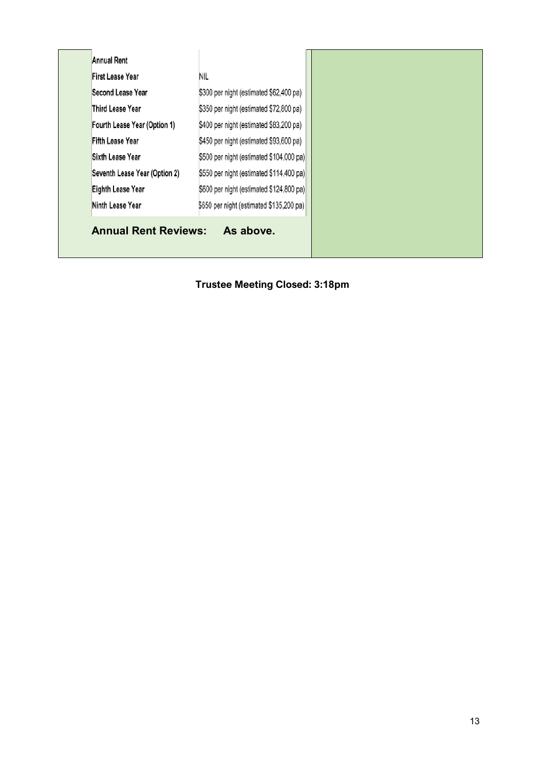| | |
|---|---|
| **Annual Rent** | |
| **First Lease Year** | NIL |
| **Second Lease Year** | $300 per night (estimated $62,400 pa) |
| **Third Lease Year** | $350 per night (estimated $72,800 pa) |
| **Fourth Lease Year (Option 1)** | $400 per night (estimated $83,200 pa) |
| **Fifth Lease Year** | $450 per night (estimated $93,600 pa) |
| **Sixth Lease Year** | $500 per night (estimated $104,000 pa) |
| **Seventh Lease Year (Option 2)** | $550 per night (estimated $114,400 pa) |
| **Eighth Lease Year** | $600 per night (estimated $124,800 pa) |
| **Ninth Lease Year** | $650 per night (estimated $135,200 pa) |

**Annual Rent Reviews: As above.**

**Trustee Meeting Closed: 3:18pm**